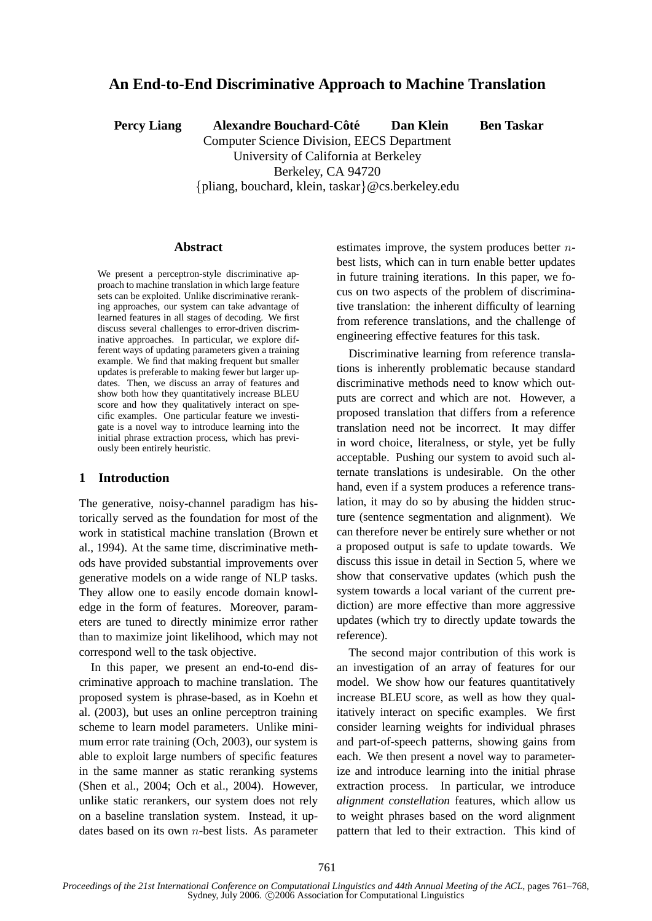# An End-to-End Discriminative Approach to Machine Translation

**Percy Liang** **Alexandre Bouchard-Côté** **Dan Klein** **Ben Taskar**

Computer Science Division, EECS Department
University of California at Berkeley
Berkeley, CA 94720
{pliang, bouchard, klein, taskar}@cs.berkeley.edu

## Abstract

We present a perceptron-style discriminative approach to machine translation in which large feature sets can be exploited. Unlike discriminative reranking approaches, our system can take advantage of learned features in all stages of decoding. We first discuss several challenges to error-driven discriminative approaches. In particular, we explore different ways of updating parameters given a training example. We find that making frequent but smaller updates is preferable to making fewer but larger updates. Then, we discuss an array of features and show both how they quantitatively increase BLEU score and how they qualitatively interact on specific examples. One particular feature we investigate is a novel way to introduce learning into the initial phrase extraction process, which has previously been entirely heuristic.

## 1 Introduction

The generative, noisy-channel paradigm has historically served as the foundation for most of the work in statistical machine translation (Brown et al., 1994). At the same time, discriminative methods have provided substantial improvements over generative models on a wide range of NLP tasks. They allow one to easily encode domain knowledge in the form of features. Moreover, parameters are tuned to directly minimize error rather than to maximize joint likelihood, which may not correspond well to the task objective.

In this paper, we present an end-to-end discriminative approach to machine translation. The proposed system is phrase-based, as in Koehn et al. (2003), but uses an online perceptron training scheme to learn model parameters. Unlike minimum error rate training (Och, 2003), our system is able to exploit large numbers of specific features in the same manner as static reranking systems (Shen et al., 2004; Och et al., 2004). However, unlike static rerankers, our system does not rely on a baseline translation system. Instead, it updates based on its own $n$-best lists. As parameter estimates improve, the system produces better $n$-best lists, which can in turn enable better updates in future training iterations. In this paper, we focus on two aspects of the problem of discriminative translation: the inherent difficulty of learning from reference translations, and the challenge of engineering effective features for this task.

Discriminative learning from reference translations is inherently problematic because standard discriminative methods need to know which outputs are correct and which are not. However, a proposed translation that differs from a reference translation need not be incorrect. It may differ in word choice, literalness, or style, yet be fully acceptable. Pushing our system to avoid such alternate translations is undesirable. On the other hand, even if a system produces a reference translation, it may do so by abusing the hidden structure (sentence segmentation and alignment). We can therefore never be entirely sure whether or not a proposed output is safe to update towards. We discuss this issue in detail in Section 5, where we show that conservative updates (which push the system towards a local variant of the current prediction) are more effective than more aggressive updates (which try to directly update towards the reference).

The second major contribution of this work is an investigation of an array of features for our model. We show how our features quantitatively increase BLEU score, as well as how they qualitatively interact on specific examples. We first consider learning weights for individual phrases and part-of-speech patterns, showing gains from each. We then present a novel way to parameterize and introduce learning into the initial phrase extraction process. In particular, we introduce *alignment constellation* features, which allow us to weight phrases based on the word alignment pattern that led to their extraction. This kind of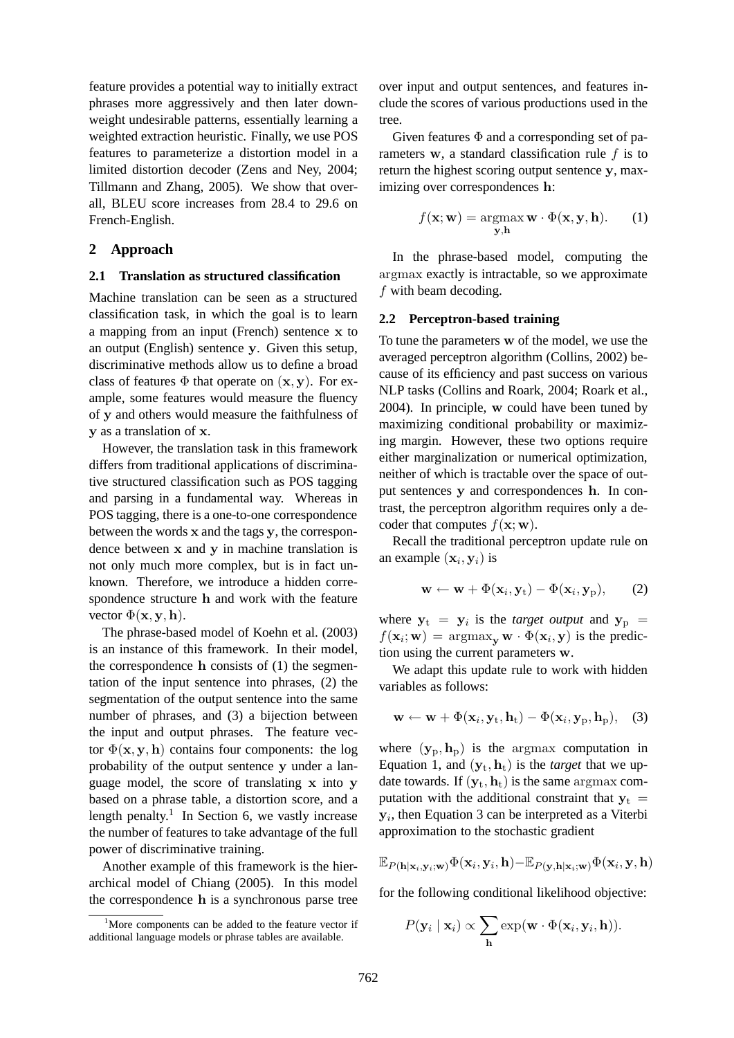feature provides a potential way to initially extract phrases more aggressively and then later downweight undesirable patterns, essentially learning a weighted extraction heuristic. Finally, we use POS features to parameterize a distortion model in a limited distortion decoder (Zens and Ney, 2004; Tillmann and Zhang, 2005). We show that overall, BLEU score increases from 28.4 to 29.6 on French-English.

## 2 Approach

### 2.1 Translation as structured classification

Machine translation can be seen as a structured classification task, in which the goal is to learn a mapping from an input (French) sentence $\mathbf{x}$ to an output (English) sentence $\mathbf{y}$. Given this setup, discriminative methods allow us to define a broad class of features $\Phi$ that operate on $(\mathbf{x}, \mathbf{y})$. For example, some features would measure the fluency of $\mathbf{y}$ and others would measure the faithfulness of $\mathbf{y}$ as a translation of $\mathbf{x}$.

However, the translation task in this framework differs from traditional applications of discriminative structured classification such as POS tagging and parsing in a fundamental way. Whereas in POS tagging, there is a one-to-one correspondence between the words $\mathbf{x}$ and the tags $\mathbf{y}$, the correspondence between $\mathbf{x}$ and $\mathbf{y}$ in machine translation is not only much more complex, but is in fact unknown. Therefore, we introduce a hidden correspondence structure $\mathbf{h}$ and work with the feature vector $\Phi(\mathbf{x}, \mathbf{y}, \mathbf{h})$.

The phrase-based model of Koehn et al. (2003) is an instance of this framework. In their model, the correspondence $\mathbf{h}$ consists of (1) the segmentation of the input sentence into phrases, (2) the segmentation of the output sentence into the same number of phrases, and (3) a bijection between the input and output phrases. The feature vector $\Phi(\mathbf{x}, \mathbf{y}, \mathbf{h})$ contains four components: the log probability of the output sentence $\mathbf{y}$ under a language model, the score of translating $\mathbf{x}$ into $\mathbf{y}$ based on a phrase table, a distortion score, and a length penalty.[1] In Section 6, we vastly increase the number of features to take advantage of the full power of discriminative training.

Another example of this framework is the hierarchical model of Chiang (2005). In this model the correspondence $\mathbf{h}$ is a synchronous parse tree over input and output sentences, and features include the scores of various productions used in the tree.

Given features $\Phi$ and a corresponding set of parameters $\mathbf{w}$, a standard classification rule $f$ is to return the highest scoring output sentence $\mathbf{y}$, maximizing over correspondences $\mathbf{h}$:

$$f(\mathbf{x}; \mathbf{w}) = \underset{\mathbf{y}, \mathbf{h}}{\operatorname{argmax}} \, \mathbf{w} \cdot \Phi(\mathbf{x}, \mathbf{y}, \mathbf{h}). \quad (1)$$

In the phrase-based model, computing the argmax exactly is intractable, so we approximate $f$ with beam decoding.

### 2.2 Perceptron-based training

To tune the parameters $\mathbf{w}$ of the model, we use the averaged perceptron algorithm (Collins, 2002) because of its efficiency and past success on various NLP tasks (Collins and Roark, 2004; Roark et al., 2004). In principle, $\mathbf{w}$ could have been tuned by maximizing conditional probability or maximizing margin. However, these two options require either marginalization or numerical optimization, neither of which is tractable over the space of output sentences $\mathbf{y}$ and correspondences $\mathbf{h}$. In contrast, the perceptron algorithm requires only a decoder that computes $f(\mathbf{x}; \mathbf{w})$.

Recall the traditional perceptron update rule on an example $(\mathbf{x}_i, \mathbf{y}_i)$ is

$$\mathbf{w} \leftarrow \mathbf{w} + \Phi(\mathbf{x}_i, \mathbf{y}_{\mathrm{t}}) - \Phi(\mathbf{x}_i, \mathbf{y}_{\mathrm{p}}), \quad (2)$$

where $\mathbf{y}_{\mathrm{t}} = \mathbf{y}_i$ is the *target output* and $\mathbf{y}_{\mathrm{p}} = f(\mathbf{x}_i; \mathbf{w}) = \operatorname{argmax}_{\mathbf{y}} \mathbf{w} \cdot \Phi(\mathbf{x}_i, \mathbf{y})$ is the prediction using the current parameters $\mathbf{w}$.

We adapt this update rule to work with hidden variables as follows:

$$\mathbf{w} \leftarrow \mathbf{w} + \Phi(\mathbf{x}_i, \mathbf{y}_{\mathrm{t}}, \mathbf{h}_{\mathrm{t}}) - \Phi(\mathbf{x}_i, \mathbf{y}_{\mathrm{p}}, \mathbf{h}_{\mathrm{p}}), \quad (3)$$

where $(\mathbf{y}_{\mathrm{p}}, \mathbf{h}_{\mathrm{p}})$ is the argmax computation in Equation 1, and $(\mathbf{y}_{\mathrm{t}}, \mathbf{h}_{\mathrm{t}})$ is the *target* that we update towards. If $(\mathbf{y}_{\mathrm{t}}, \mathbf{h}_{\mathrm{t}})$ is the same argmax computation with the additional constraint that $\mathbf{y}_{\mathrm{t}} = \mathbf{y}_i$, then Equation 3 can be interpreted as a Viterbi approximation to the stochastic gradient

$$\mathbb{E}_{P(\mathbf{h}|\mathbf{x}_i,\mathbf{y}_i;\mathbf{w})} \Phi(\mathbf{x}_i, \mathbf{y}_i, \mathbf{h}) - \mathbb{E}_{P(\mathbf{y},\mathbf{h}|\mathbf{x}_i;\mathbf{w})} \Phi(\mathbf{x}_i, \mathbf{y}, \mathbf{h})$$

for the following conditional likelihood objective:

$$P(\mathbf{y}_i \mid \mathbf{x}_i) \propto \sum_{\mathbf{h}} \exp(\mathbf{w} \cdot \Phi(\mathbf{x}_i, \mathbf{y}_i, \mathbf{h})).$$

[1] More components can be added to the feature vector if additional language models or phrase tables are available.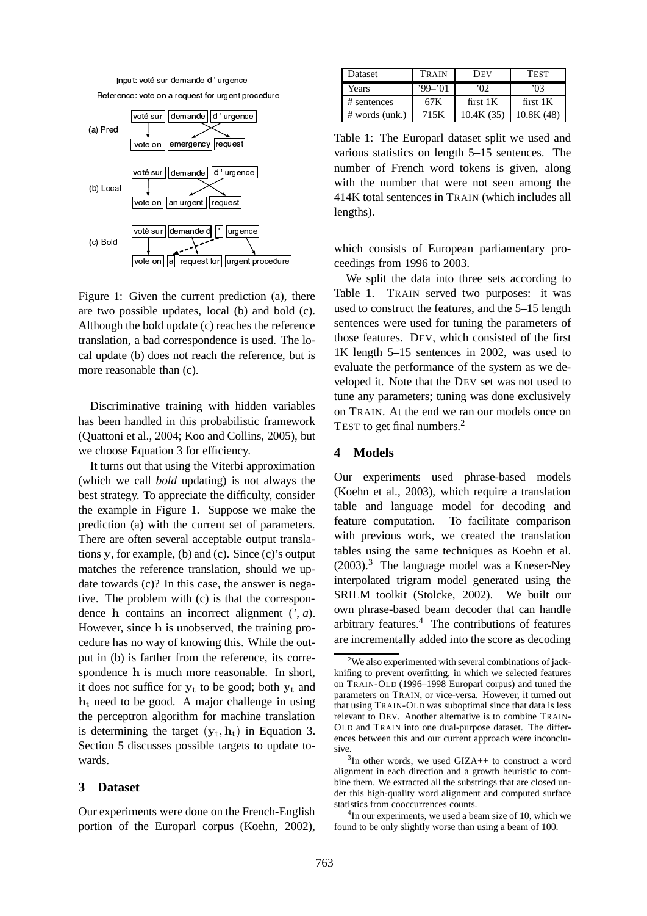Input: voté sur demande d ' urgence

Reference: vote on a request for urgent procedure

(a) Pred: voté sur | demande | d ' urgence → vote on | emergency | request

(b) Local: voté sur | demande | d ' urgence → vote on | an urgent | request

(c) Bold: voté sur | demande d | ' | urgence → vote on | a | request for | urgent procedure

Figure 1: Given the current prediction (a), there are two possible updates, local (b) and bold (c). Although the bold update (c) reaches the reference translation, a bad correspondence is used. The local update (b) does not reach the reference, but is more reasonable than (c).

Discriminative training with hidden variables has been handled in this probabilistic framework (Quattoni et al., 2004; Koo and Collins, 2005), but we choose Equation 3 for efficiency.

It turns out that using the Viterbi approximation (which we call *bold* updating) is not always the best strategy. To appreciate the difficulty, consider the example in Figure 1. Suppose we make the prediction (a) with the current set of parameters. There are often several acceptable output translations $\mathbf{y}$, for example, (b) and (c). Since (c)'s output matches the reference translation, should we update towards (c)? In this case, the answer is negative. The problem with (c) is that the correspondence $\mathbf{h}$ contains an incorrect alignment (*'*, *a*). However, since $\mathbf{h}$ is unobserved, the training procedure has no way of knowing this. While the output in (b) is farther from the reference, its correspondence $\mathbf{h}$ is much more reasonable. In short, it does not suffice for $\mathbf{y}_t$ to be good; both $\mathbf{y}_t$ and $\mathbf{h}_t$ need to be good. A major challenge in using the perceptron algorithm for machine translation is determining the target $(\mathbf{y}_t, \mathbf{h}_t)$ in Equation 3. Section 5 discusses possible targets to update towards.

## 3 Dataset

Our experiments were done on the French-English portion of the Europarl corpus (Koehn, 2002), which consists of European parliamentary proceedings from 1996 to 2003.

| Dataset | TRAIN | DEV | TEST |
|---|---|---|---|
| Years | '99–'01 | '02 | '03 |
| # sentences | 67K | first 1K | first 1K |
| # words (unk.) | 715K | 10.4K (35) | 10.8K (48) |

Table 1: The Europarl dataset split we used and various statistics on length 5–15 sentences. The number of French word tokens is given, along with the number that were not seen among the 414K total sentences in TRAIN (which includes all lengths).

We split the data into three sets according to Table 1. TRAIN served two purposes: it was used to construct the features, and the 5–15 length sentences were used for tuning the parameters of those features. DEV, which consisted of the first 1K length 5–15 sentences in 2002, was used to evaluate the performance of the system as we developed it. Note that the DEV set was not used to tune any parameters; tuning was done exclusively on TRAIN. At the end we ran our models once on TEST to get final numbers.[2]

## 4 Models

Our experiments used phrase-based models (Koehn et al., 2003), which require a translation table and language model for decoding and feature computation. To facilitate comparison with previous work, we created the translation tables using the same techniques as Koehn et al. (2003).[3] The language model was a Kneser-Ney interpolated trigram model generated using the SRILM toolkit (Stolcke, 2002). We built our own phrase-based beam decoder that can handle arbitrary features.[4] The contributions of features are incrementally added into the score as decoding

[2] We also experimented with several combinations of jackknifing to prevent overfitting, in which we selected features on TRAIN-OLD (1996–1998 Europarl corpus) and tuned the parameters on TRAIN, or vice-versa. However, it turned out that using TRAIN-OLD was suboptimal since that data is less relevant to DEV. Another alternative is to combine TRAIN-OLD and TRAIN into one dual-purpose dataset. The differences between this and our current approach were inconclusive.

[3] In other words, we used GIZA++ to construct a word alignment in each direction and a growth heuristic to combine them. We extracted all the substrings that are closed under this high-quality word alignment and computed surface statistics from cooccurrences counts.

[4] In our experiments, we used a beam size of 10, which we found to be only slightly worse than using a beam of 100.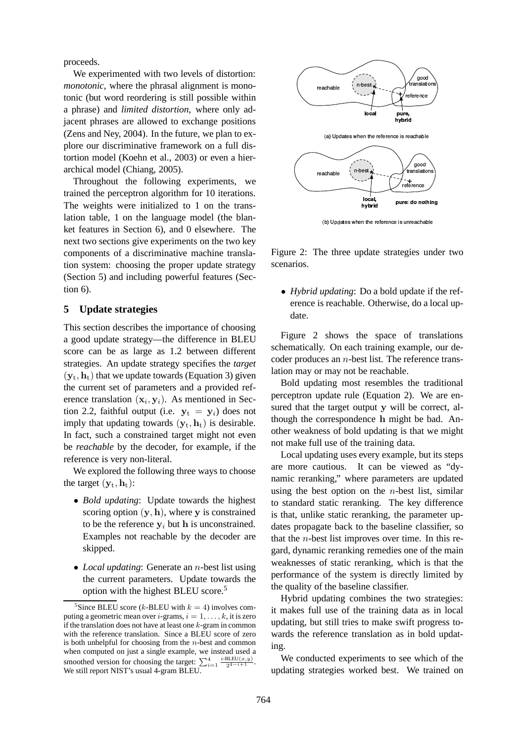proceeds.

We experimented with two levels of distortion: *monotonic*, where the phrasal alignment is monotonic (but word reordering is still possible within a phrase) and *limited distortion*, where only adjacent phrases are allowed to exchange positions (Zens and Ney, 2004). In the future, we plan to explore our discriminative framework on a full distortion model (Koehn et al., 2003) or even a hierarchical model (Chiang, 2005).

Throughout the following experiments, we trained the perceptron algorithm for 10 iterations. The weights were initialized to 1 on the translation table, 1 on the language model (the blanket features in Section 6), and 0 elsewhere. The next two sections give experiments on the two key components of a discriminative machine translation system: choosing the proper update strategy (Section 5) and including powerful features (Section 6).

## 5 Update strategies

This section describes the importance of choosing a good update strategy—the difference in BLEU score can be as large as 1.2 between different strategies. An update strategy specifies the *target* $(\mathbf{y}_t, \mathbf{h}_t)$ that we update towards (Equation 3) given the current set of parameters and a provided reference translation $(\mathbf{x}_i, \mathbf{y}_i)$. As mentioned in Section 2.2, faithful output (i.e. $\mathbf{y}_t = \mathbf{y}_i$) does not imply that updating towards $(\mathbf{y}_t, \mathbf{h}_t)$ is desirable. In fact, such a constrained target might not even be *reachable* by the decoder, for example, if the reference is very non-literal.

We explored the following three ways to choose the target $(\mathbf{y}_t, \mathbf{h}_t)$:

- *Bold updating*: Update towards the highest scoring option $(\mathbf{y}, \mathbf{h})$, where $\mathbf{y}$ is constrained to be the reference $\mathbf{y}_i$ but $\mathbf{h}$ is unconstrained. Examples not reachable by the decoder are skipped.
- *Local updating*: Generate an $n$-best list using the current parameters. Update towards the option with the highest BLEU score.[5]
- *Hybrid updating*: Do a bold update if the reference is reachable. Otherwise, do a local update.

Figure 2: The three update strategies under two scenarios.

Figure 2 shows the space of translations schematically. On each training example, our decoder produces an $n$-best list. The reference translation may or may not be reachable.

Bold updating most resembles the traditional perceptron update rule (Equation 2). We are ensured that the target output $\mathbf{y}$ will be correct, although the correspondence $\mathbf{h}$ might be bad. Another weakness of bold updating is that we might not make full use of the training data.

Local updating uses every example, but its steps are more cautious. It can be viewed as "dynamic reranking," where parameters are updated using the best option on the $n$-best list, similar to standard static reranking. The key difference is that, unlike static reranking, the parameter updates propagate back to the baseline classifier, so that the $n$-best list improves over time. In this regard, dynamic reranking remedies one of the main weaknesses of static reranking, which is that the performance of the system is directly limited by the quality of the baseline classifier.

Hybrid updating combines the two strategies: it makes full use of the training data as in local updating, but still tries to make swift progress towards the reference translation as in bold updating.

We conducted experiments to see which of the updating strategies worked best. We trained on

[5] Since BLEU score ($k$-BLEU with $k = 4$) involves computing a geometric mean over $i$-grams, $i = 1, \ldots, k$, it is zero if the translation does not have at least one $k$-gram in common with the reference translation. Since a BLEU score of zero is both unhelpful for choosing from the $n$-best and common when computed on just a single example, we instead used a smoothed version for choosing the target: $\sum_{i=1}^{4} \frac{i\text{-BLEU}(x,y)}{2^{4-i+1}}$. We still report NIST's usual 4-gram BLEU.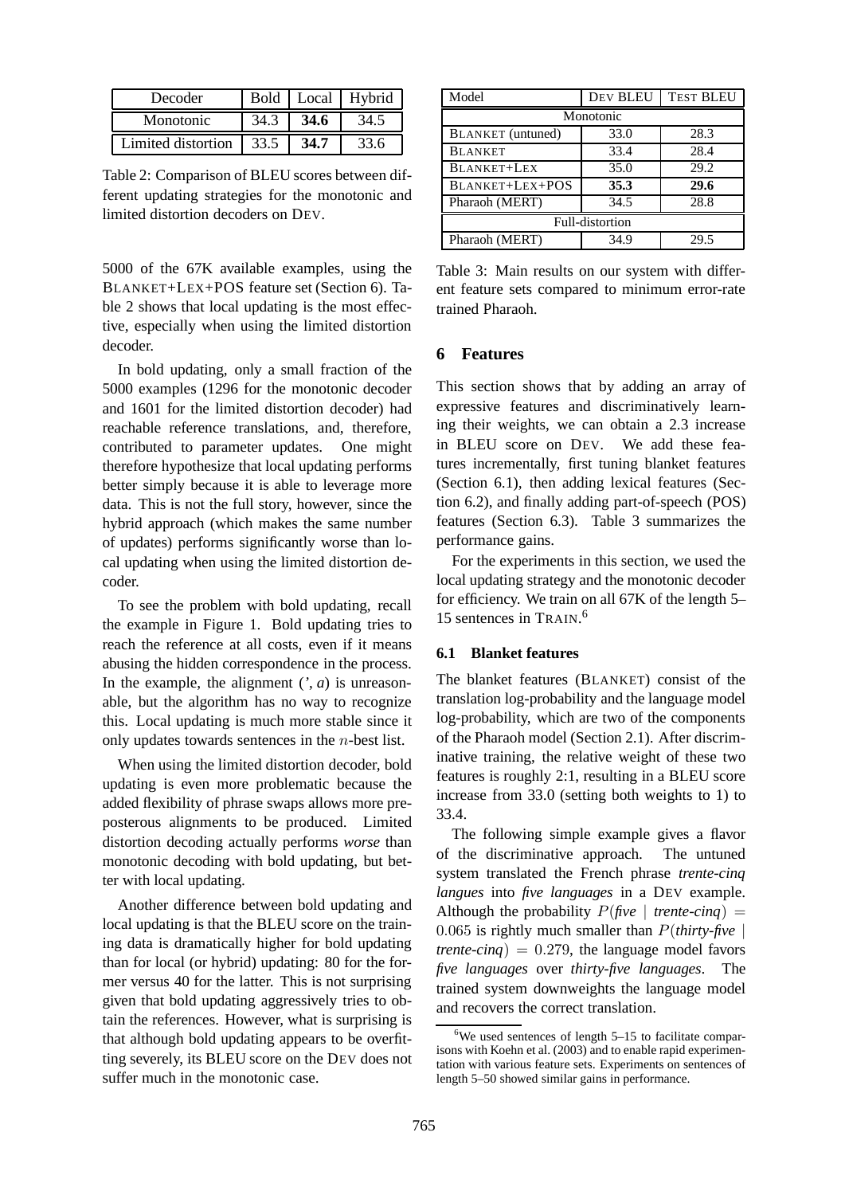| Decoder | Bold | Local | Hybrid |
|---|---|---|---|
| Monotonic | 34.3 | **34.6** | 34.5 |
| Limited distortion | 33.5 | **34.7** | 33.6 |

Table 2: Comparison of BLEU scores between different updating strategies for the monotonic and limited distortion decoders on DEV.

5000 of the 67K available examples, using the BLANKET+LEX+POS feature set (Section 6). Table 2 shows that local updating is the most effective, especially when using the limited distortion decoder.

In bold updating, only a small fraction of the 5000 examples (1296 for the monotonic decoder and 1601 for the limited distortion decoder) had reachable reference translations, and, therefore, contributed to parameter updates. One might therefore hypothesize that local updating performs better simply because it is able to leverage more data. This is not the full story, however, since the hybrid approach (which makes the same number of updates) performs significantly worse than local updating when using the limited distortion decoder.

To see the problem with bold updating, recall the example in Figure 1. Bold updating tries to reach the reference at all costs, even if it means abusing the hidden correspondence in the process. In the example, the alignment (*'*, *a*) is unreasonable, but the algorithm has no way to recognize this. Local updating is much more stable since it only updates towards sentences in the $n$-best list.

When using the limited distortion decoder, bold updating is even more problematic because the added flexibility of phrase swaps allows more preposterous alignments to be produced. Limited distortion decoding actually performs *worse* than monotonic decoding with bold updating, but better with local updating.

Another difference between bold updating and local updating is that the BLEU score on the training data is dramatically higher for bold updating than for local (or hybrid) updating: 80 for the former versus 40 for the latter. This is not surprising given that bold updating aggressively tries to obtain the references. However, what is surprising is that although bold updating appears to be overfitting severely, its BLEU score on the DEV does not suffer much in the monotonic case.

| Model | DEV BLEU | TEST BLEU |
|---|---|---|
| Monotonic | | |
| BLANKET (untuned) | 33.0 | 28.3 |
| BLANKET | 33.4 | 28.4 |
| BLANKET+LEX | 35.0 | 29.2 |
| BLANKET+LEX+POS | **35.3** | **29.6** |
| Pharaoh (MERT) | 34.5 | 28.8 |
| Full-distortion | | |
| Pharaoh (MERT) | 34.9 | 29.5 |

Table 3: Main results on our system with different feature sets compared to minimum error-rate trained Pharaoh.

## 6 Features

This section shows that by adding an array of expressive features and discriminatively learning their weights, we can obtain a 2.3 increase in BLEU score on DEV. We add these features incrementally, first tuning blanket features (Section 6.1), then adding lexical features (Section 6.2), and finally adding part-of-speech (POS) features (Section 6.3). Table 3 summarizes the performance gains.

For the experiments in this section, we used the local updating strategy and the monotonic decoder for efficiency. We train on all 67K of the length 5–15 sentences in TRAIN.[6]

### 6.1 Blanket features

The blanket features (BLANKET) consist of the translation log-probability and the language model log-probability, which are two of the components of the Pharaoh model (Section 2.1). After discriminative training, the relative weight of these two features is roughly 2:1, resulting in a BLEU score increase from 33.0 (setting both weights to 1) to 33.4.

The following simple example gives a flavor of the discriminative approach. The untuned system translated the French phrase *trente-cinq langues* into *five languages* in a DEV example. Although the probability $P(\textit{five} \mid \textit{trente-cinq}) = 0.065$ is rightly much smaller than $P(\textit{thirty-five} \mid \textit{trente-cinq}) = 0.279$, the language model favors *five languages* over *thirty-five languages*. The trained system downweights the language model and recovers the correct translation.

[6] We used sentences of length 5–15 to facilitate comparisons with Koehn et al. (2003) and to enable rapid experimentation with various feature sets. Experiments on sentences of length 5–50 showed similar gains in performance.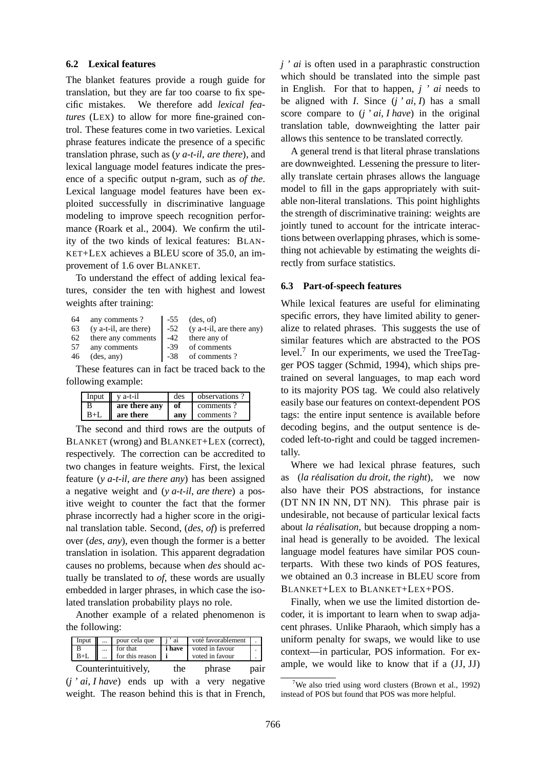### 6.2 Lexical features

The blanket features provide a rough guide for translation, but they are far too coarse to fix specific mistakes. We therefore add *lexical features* (LEX) to allow for more fine-grained control. These features come in two varieties. Lexical phrase features indicate the presence of a specific translation phrase, such as (*y a-t-il*, *are there*), and lexical language model features indicate the presence of a specific output n-gram, such as *of the*. Lexical language model features have been exploited successfully in discriminative language modeling to improve speech recognition performance (Roark et al., 2004). We confirm the utility of the two kinds of lexical features: BLANKET+LEX achieves a BLEU score of 35.0, an improvement of 1.6 over BLANKET.

To understand the effect of adding lexical features, consider the ten with highest and lowest weights after training:

| | | | |
|---|---|---|---|
| 64 | any comments ? | -55 | (des, of) |
| 63 | (y a-t-il, are there) | -52 | (y a-t-il, are there any) |
| 62 | there any comments | -42 | there any of |
| 57 | any comments | -39 | of comments |
| 46 | (des, any) | -38 | of comments ? |

These features can in fact be traced back to the following example:

| Input | y a-t-il | des | observations ? |
|---|---|---|---|
| B | **are there any** | **of** | comments ? |
| B+L | **are there** | **any** | comments ? |

The second and third rows are the outputs of BLANKET (wrong) and BLANKET+LEX (correct), respectively. The correction can be accredited to two changes in feature weights. First, the lexical feature (*y a-t-il*, *are there any*) has been assigned a negative weight and (*y a-t-il*, *are there*) a positive weight to counter the fact that the former phrase incorrectly had a higher score in the original translation table. Second, (*des*, *of*) is preferred over (*des*, *any*), even though the former is a better translation in isolation. This apparent degradation causes no problems, because when *des* should actually be translated to *of*, these words are usually embedded in larger phrases, in which case the isolated translation probability plays no role.

Another example of a related phenomenon is the following:

| Input | ... | pour cela que | j ' ai | voté favorablement | . |
|---|---|---|---|---|---|
| B | ... | for that | **i have** | voted in favour | . |
| B+L | ... | for this reason | **i** | voted in favour | . |

Counterintuitively, the phrase pair (*j ' ai*, *I have*) ends up with a very negative weight. The reason behind this is that in French, *j ' ai* is often used in a paraphrastic construction which should be translated into the simple past in English. For that to happen, *j ' ai* needs to be aligned with *I*. Since (*j ' ai*, *I*) has a small score compare to (*j ' ai*, *I have*) in the original translation table, downweighting the latter pair allows this sentence to be translated correctly.

A general trend is that literal phrase translations are downweighted. Lessening the pressure to literally translate certain phrases allows the language model to fill in the gaps appropriately with suitable non-literal translations. This point highlights the strength of discriminative training: weights are jointly tuned to account for the intricate interactions between overlapping phrases, which is something not achievable by estimating the weights directly from surface statistics.

### 6.3 Part-of-speech features

While lexical features are useful for eliminating specific errors, they have limited ability to generalize to related phrases. This suggests the use of similar features which are abstracted to the POS level.[7] In our experiments, we used the TreeTagger POS tagger (Schmid, 1994), which ships pretrained on several languages, to map each word to its majority POS tag. We could also relatively easily base our features on context-dependent POS tags: the entire input sentence is available before decoding begins, and the output sentence is decoded left-to-right and could be tagged incrementally.

Where we had lexical phrase features, such as (*la réalisation du droit*, *the right*), we now also have their POS abstractions, for instance (DT NN IN NN, DT NN). This phrase pair is undesirable, not because of particular lexical facts about *la réalisation*, but because dropping a nominal head is generally to be avoided. The lexical language model features have similar POS counterparts. With these two kinds of POS features, we obtained an 0.3 increase in BLEU score from BLANKET+LEX to BLANKET+LEX+POS.

Finally, when we use the limited distortion decoder, it is important to learn when to swap adjacent phrases. Unlike Pharaoh, which simply has a uniform penalty for swaps, we would like to use context—in particular, POS information. For example, we would like to know that if a (JJ, JJ)

[7] We also tried using word clusters (Brown et al., 1992) instead of POS but found that POS was more helpful.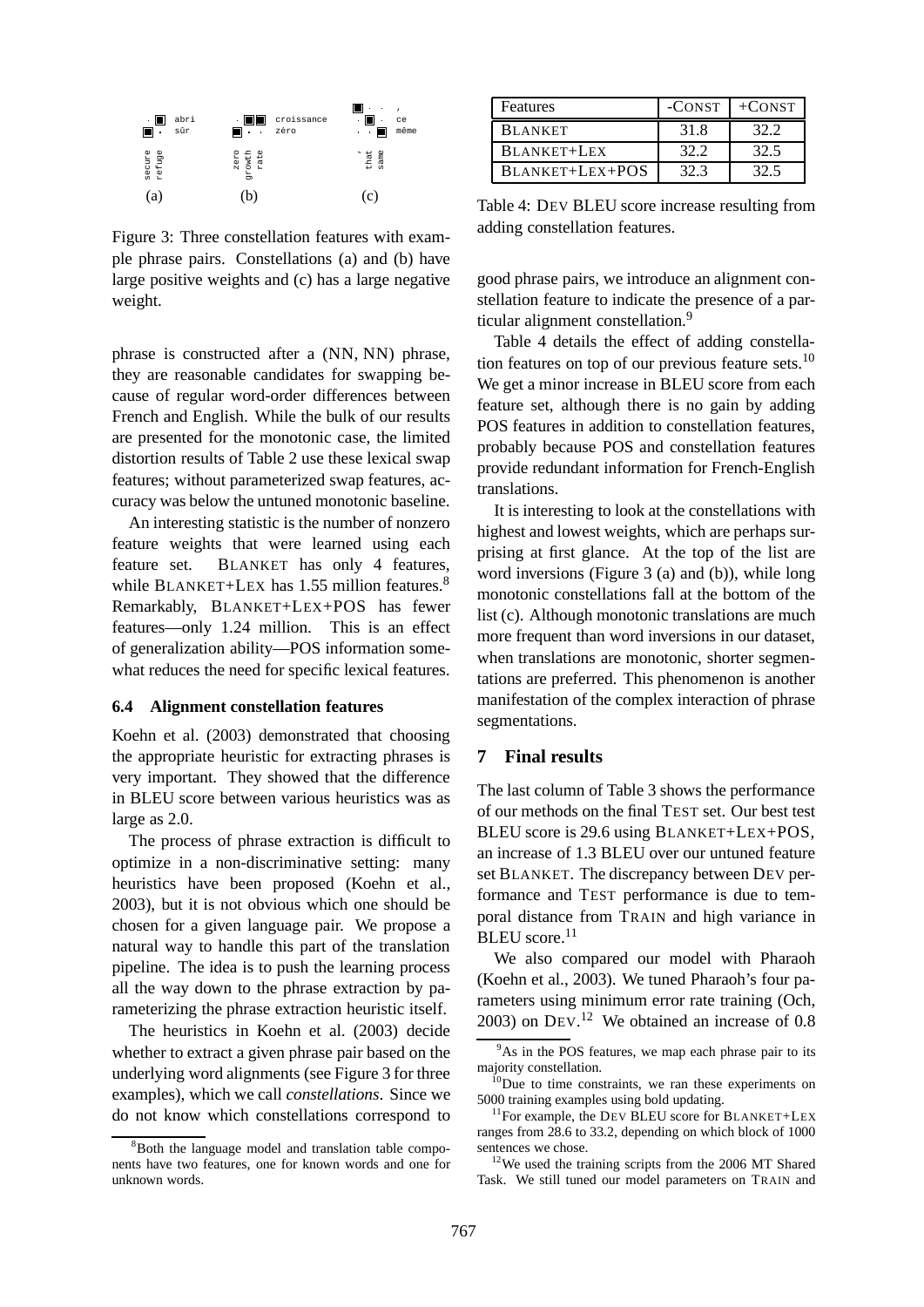Figure 3: Three constellation features with example phrase pairs. Constellations (a) and (b) have large positive weights and (c) has a large negative weight.

phrase is constructed after a (NN, NN) phrase, they are reasonable candidates for swapping because of regular word-order differences between French and English. While the bulk of our results are presented for the monotonic case, the limited distortion results of Table 2 use these lexical swap features; without parameterized swap features, accuracy was below the untuned monotonic baseline.

An interesting statistic is the number of nonzero feature weights that were learned using each feature set. BLANKET has only 4 features, while BLANKET+LEX has 1.55 million features.[8] Remarkably, BLANKET+LEX+POS has fewer features—only 1.24 million. This is an effect of generalization ability—POS information somewhat reduces the need for specific lexical features.

### 6.4 Alignment constellation features

Koehn et al. (2003) demonstrated that choosing the appropriate heuristic for extracting phrases is very important. They showed that the difference in BLEU score between various heuristics was as large as 2.0.

The process of phrase extraction is difficult to optimize in a non-discriminative setting: many heuristics have been proposed (Koehn et al., 2003), but it is not obvious which one should be chosen for a given language pair. We propose a natural way to handle this part of the translation pipeline. The idea is to push the learning process all the way down to the phrase extraction by parameterizing the phrase extraction heuristic itself.

The heuristics in Koehn et al. (2003) decide whether to extract a given phrase pair based on the underlying word alignments (see Figure 3 for three examples), which we call *constellations*. Since we do not know which constellations correspond to good phrase pairs, we introduce an alignment constellation feature to indicate the presence of a particular alignment constellation.[9]

| Features | -CONST | +CONST |
|---|---|---|
| BLANKET | 31.8 | 32.2 |
| BLANKET+LEX | 32.2 | 32.5 |
| BLANKET+LEX+POS | 32.3 | 32.5 |

Table 4: DEV BLEU score increase resulting from adding constellation features.

Table 4 details the effect of adding constellation features on top of our previous feature sets.[10] We get a minor increase in BLEU score from each feature set, although there is no gain by adding POS features in addition to constellation features, probably because POS and constellation features provide redundant information for French-English translations.

It is interesting to look at the constellations with highest and lowest weights, which are perhaps surprising at first glance. At the top of the list are word inversions (Figure 3 (a) and (b)), while long monotonic constellations fall at the bottom of the list (c). Although monotonic translations are much more frequent than word inversions in our dataset, when translations are monotonic, shorter segmentations are preferred. This phenomenon is another manifestation of the complex interaction of phrase segmentations.

## 7 Final results

The last column of Table 3 shows the performance of our methods on the final TEST set. Our best test BLEU score is 29.6 using BLANKET+LEX+POS, an increase of 1.3 BLEU over our untuned feature set BLANKET. The discrepancy between DEV performance and TEST performance is due to temporal distance from TRAIN and high variance in BLEU score.[11]

We also compared our model with Pharaoh (Koehn et al., 2003). We tuned Pharaoh's four parameters using minimum error rate training (Och, 2003) on DEV.[12] We obtained an increase of 0.8

[8] Both the language model and translation table components have two features, one for known words and one for unknown words.

[9] As in the POS features, we map each phrase pair to its majority constellation.

[10] Due to time constraints, we ran these experiments on 5000 training examples using bold updating.

[11] For example, the DEV BLEU score for BLANKET+LEX ranges from 28.6 to 33.2, depending on which block of 1000 sentences we chose.

[12] We used the training scripts from the 2006 MT Shared Task. We still tuned our model parameters on TRAIN and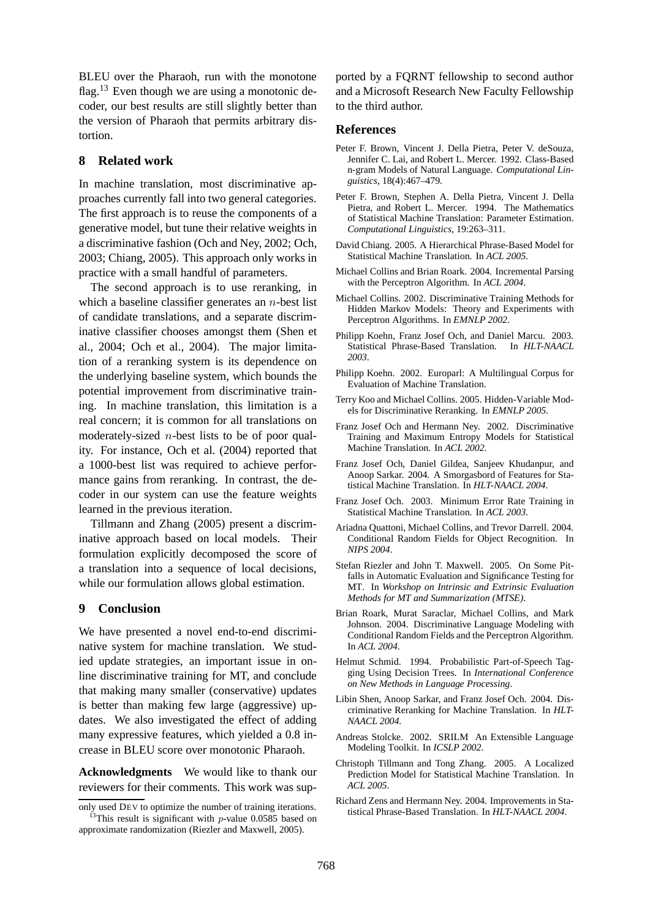BLEU over the Pharaoh, run with the monotone flag.[13] Even though we are using a monotonic decoder, our best results are still slightly better than the version of Pharaoh that permits arbitrary distortion.

## 8 Related work

In machine translation, most discriminative approaches currently fall into two general categories. The first approach is to reuse the components of a generative model, but tune their relative weights in a discriminative fashion (Och and Ney, 2002; Och, 2003; Chiang, 2005). This approach only works in practice with a small handful of parameters.

The second approach is to use reranking, in which a baseline classifier generates an $n$-best list of candidate translations, and a separate discriminative classifier chooses amongst them (Shen et al., 2004; Och et al., 2004). The major limitation of a reranking system is its dependence on the underlying baseline system, which bounds the potential improvement from discriminative training. In machine translation, this limitation is a real concern; it is common for all translations on moderately-sized $n$-best lists to be of poor quality. For instance, Och et al. (2004) reported that a 1000-best list was required to achieve performance gains from reranking. In contrast, the decoder in our system can use the feature weights learned in the previous iteration.

Tillmann and Zhang (2005) present a discriminative approach based on local models. Their formulation explicitly decomposed the score of a translation into a sequence of local decisions, while our formulation allows global estimation.

## 9 Conclusion

We have presented a novel end-to-end discriminative system for machine translation. We studied update strategies, an important issue in online discriminative training for MT, and conclude that making many smaller (conservative) updates is better than making few large (aggressive) updates. We also investigated the effect of adding many expressive features, which yielded a 0.8 increase in BLEU score over monotonic Pharaoh.

**Acknowledgments** We would like to thank our reviewers for their comments. This work was supported by a FQRNT fellowship to second author and a Microsoft Research New Faculty Fellowship to the third author.

only used DEV to optimize the number of training iterations.

[13] This result is significant with $p$-value 0.0585 based on approximate randomization (Riezler and Maxwell, 2005).

## References

Peter F. Brown, Vincent J. Della Pietra, Peter V. deSouza, Jennifer C. Lai, and Robert L. Mercer. 1992. Class-Based n-gram Models of Natural Language. *Computational Linguistics*, 18(4):467–479.

Peter F. Brown, Stephen A. Della Pietra, Vincent J. Della Pietra, and Robert L. Mercer. 1994. The Mathematics of Statistical Machine Translation: Parameter Estimation. *Computational Linguistics*, 19:263–311.

David Chiang. 2005. A Hierarchical Phrase-Based Model for Statistical Machine Translation. In *ACL 2005*.

Michael Collins and Brian Roark. 2004. Incremental Parsing with the Perceptron Algorithm. In *ACL 2004*.

Michael Collins. 2002. Discriminative Training Methods for Hidden Markov Models: Theory and Experiments with Perceptron Algorithms. In *EMNLP 2002*.

Philipp Koehn, Franz Josef Och, and Daniel Marcu. 2003. Statistical Phrase-Based Translation. In *HLT-NAACL 2003*.

Philipp Koehn. 2002. Europarl: A Multilingual Corpus for Evaluation of Machine Translation.

Terry Koo and Michael Collins. 2005. Hidden-Variable Models for Discriminative Reranking. In *EMNLP 2005*.

Franz Josef Och and Hermann Ney. 2002. Discriminative Training and Maximum Entropy Models for Statistical Machine Translation. In *ACL 2002*.

Franz Josef Och, Daniel Gildea, Sanjeev Khudanpur, and Anoop Sarkar. 2004. A Smorgasbord of Features for Statistical Machine Translation. In *HLT-NAACL 2004*.

Franz Josef Och. 2003. Minimum Error Rate Training in Statistical Machine Translation. In *ACL 2003*.

Ariadna Quattoni, Michael Collins, and Trevor Darrell. 2004. Conditional Random Fields for Object Recognition. In *NIPS 2004*.

Stefan Riezler and John T. Maxwell. 2005. On Some Pitfalls in Automatic Evaluation and Significance Testing for MT. In *Workshop on Intrinsic and Extrinsic Evaluation Methods for MT and Summarization (MTSE)*.

Brian Roark, Murat Saraclar, Michael Collins, and Mark Johnson. 2004. Discriminative Language Modeling with Conditional Random Fields and the Perceptron Algorithm. In *ACL 2004*.

Helmut Schmid. 1994. Probabilistic Part-of-Speech Tagging Using Decision Trees. In *International Conference on New Methods in Language Processing*.

Libin Shen, Anoop Sarkar, and Franz Josef Och. 2004. Discriminative Reranking for Machine Translation. In *HLT-NAACL 2004*.

Andreas Stolcke. 2002. SRILM An Extensible Language Modeling Toolkit. In *ICSLP 2002*.

Christoph Tillmann and Tong Zhang. 2005. A Localized Prediction Model for Statistical Machine Translation. In *ACL 2005*.

Richard Zens and Hermann Ney. 2004. Improvements in Statistical Phrase-Based Translation. In *HLT-NAACL 2004*.